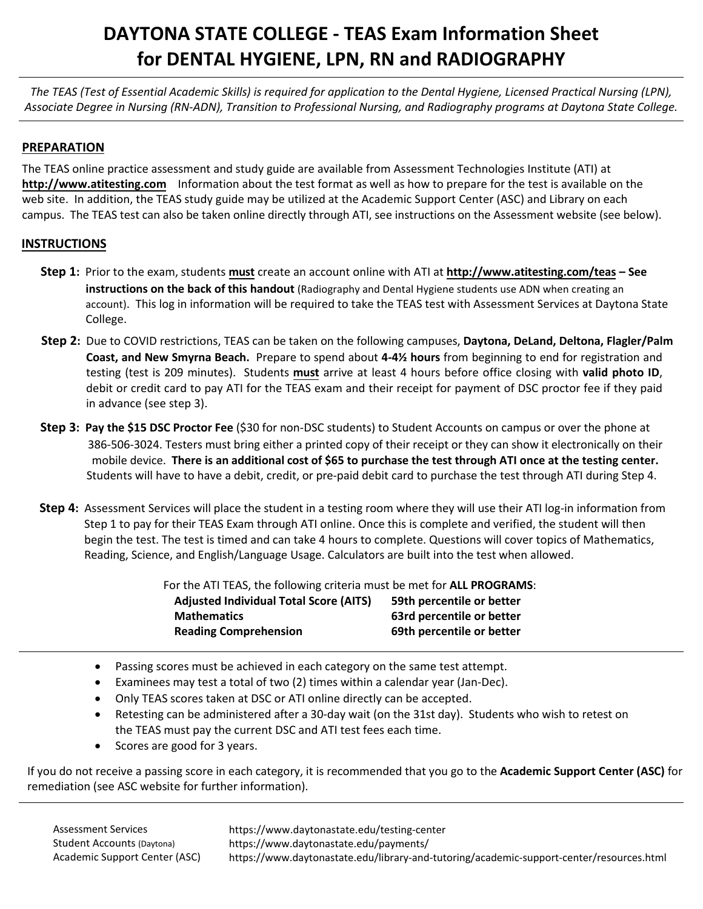# DAYTONA STATE COLLEGE - TEAS Exam Information Sheet for DENTAL HYGIENE, LPN, RN and RADIOGRAPHY

*The TEAS (Test of Essential Academic Skills) is required for application to the Dental Hygiene, Licensed Practical Nursing (LPN), Associate Degree in Nursing (RN-ADN), Transition to Professional Nursing, and Radiography programs at Daytona State College.*

---

## PREPARATION

The TEAS online practice assessment and study guide are available from Assessment Technologies Institute (ATI) at **http://www.atitesting.com** Information about the test format as well as how to prepare for the test is available on the web site. In addition, the TEAS study guide may be utilized at the Academic Support Center (ASC) and Library on each campus. The TEAS test can also be taken online directly through ATI, see instructions on the Assessment website (see below).

## INSTRUCTIONS

**Step 1:** Prior to the exam, students **must** create an account online with ATI at **http://www.atitesting.com/teas – See instructions on the back of this handout** (Radiography and Dental Hygiene students use ADN when creating an account). This log in information will be required to take the TEAS test with Assessment Services at Daytona State College.

**Step 2:** Due to COVID restrictions, TEAS can be taken on the following campuses, **Daytona, DeLand, Deltona, Flagler/Palm Coast, and New Smyrna Beach.** Prepare to spend about **4-4½ hours** from beginning to end for registration and testing (test is 209 minutes). Students **must** arrive at least 4 hours before office closing with **valid photo ID**, debit or credit card to pay ATI for the TEAS exam and their receipt for payment of DSC proctor fee if they paid in advance (see step 3).

**Step 3:** **Pay the $15 DSC Proctor Fee** ($30 for non-DSC students) to Student Accounts on campus or over the phone at 386-506-3024. Testers must bring either a printed copy of their receipt or they can show it electronically on their mobile device. **There is an additional cost of $65 to purchase the test through ATI once at the testing center.** Students will have to have a debit, credit, or pre-paid debit card to purchase the test through ATI during Step 4.

**Step 4:** Assessment Services will place the student in a testing room where they will use their ATI log-in information from Step 1 to pay for their TEAS Exam through ATI online. Once this is complete and verified, the student will then begin the test. The test is timed and can take 4 hours to complete. Questions will cover topics of Mathematics, Reading, Science, and English/Language Usage. Calculators are built into the test when allowed.

For the ATI TEAS, the following criteria must be met for **ALL PROGRAMS**:

| | |
|---|---|
| **Adjusted Individual Total Score (AITS)** | **59th percentile or better** |
| **Mathematics** | **63rd percentile or better** |
| **Reading Comprehension** | **69th percentile or better** |

---

- Passing scores must be achieved in each category on the same test attempt.
- Examinees may test a total of two (2) times within a calendar year (Jan-Dec).
- Only TEAS scores taken at DSC or ATI online directly can be accepted.
- Retesting can be administered after a 30-day wait (on the 31st day). Students who wish to retest on the TEAS must pay the current DSC and ATI test fees each time.
- Scores are good for 3 years.

If you do not receive a passing score in each category, it is recommended that you go to the **Academic Support Center (ASC)** for remediation (see ASC website for further information).

---

| | |
|---|---|
| Assessment Services | https://www.daytonastate.edu/testing-center |
| Student Accounts (Daytona) | https://www.daytonastate.edu/payments/ |
| Academic Support Center (ASC) | https://www.daytonastate.edu/library-and-tutoring/academic-support-center/resources.html |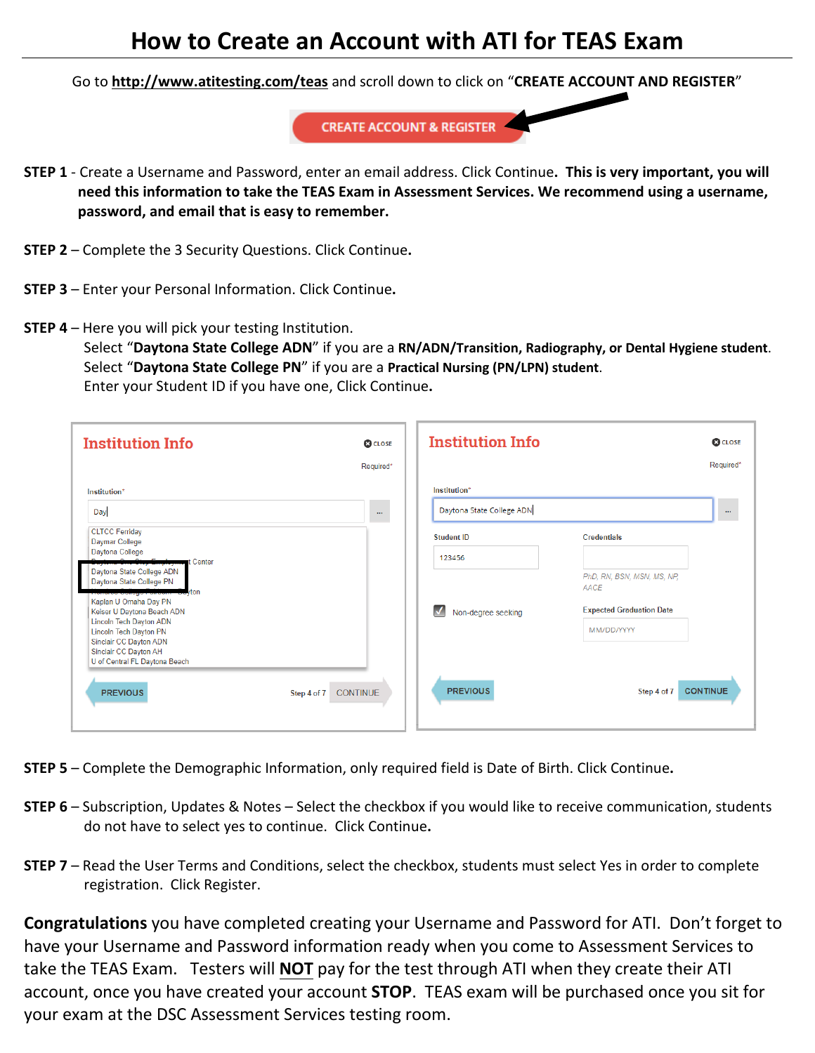# How to Create an Account with ATI for TEAS Exam

Go to **http://www.atitesting.com/teas** and scroll down to click on "**CREATE ACCOUNT AND REGISTER**"

**STEP 1** - Create a Username and Password, enter an email address. Click Continue. **This is very important, you will need this information to take the TEAS Exam in Assessment Services. We recommend using a username, password, and email that is easy to remember.**

**STEP 2** – Complete the 3 Security Questions. Click Continue.

**STEP 3** – Enter your Personal Information. Click Continue.

**STEP 4** – Here you will pick your testing Institution.
Select "**Daytona State College ADN**" if you are a **RN/ADN/Transition, Radiography, or Dental Hygiene student**.
Select "**Daytona State College PN**" if you are a **Practical Nursing (PN/LPN) student**.
Enter your Student ID if you have one, Click Continue.

**STEP 5** – Complete the Demographic Information, only required field is Date of Birth. Click Continue.

**STEP 6** – Subscription, Updates & Notes – Select the checkbox if you would like to receive communication, students do not have to select yes to continue. Click Continue.

**STEP 7** – Read the User Terms and Conditions, select the checkbox, students must select Yes in order to complete registration. Click Register.

**Congratulations** you have completed creating your Username and Password for ATI. Don't forget to have your Username and Password information ready when you come to Assessment Services to take the TEAS Exam. Testers will **NOT** pay for the test through ATI when they create their ATI account, once you have created your account **STOP**. TEAS exam will be purchased once you sit for your exam at the DSC Assessment Services testing room.